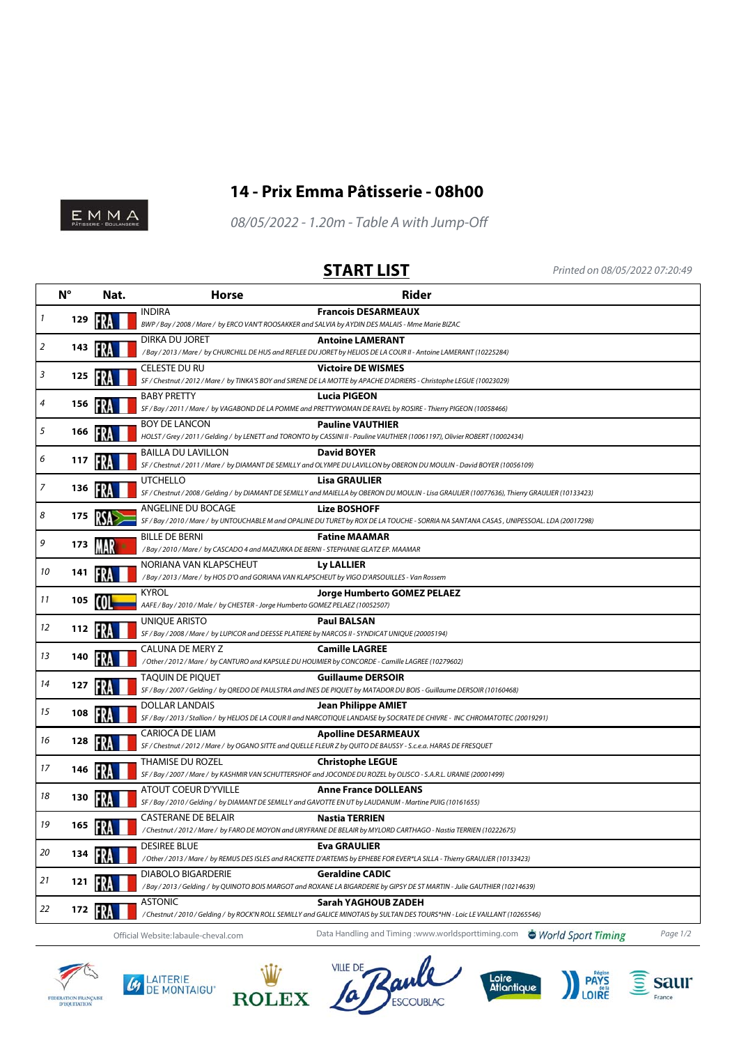# 14 - Prix Emma Pâtisserie - 08h00

*08/05/2022 - 1.20m - Table A with Jump-Off*

## START LIST

*Printed on 08/05/2022 07:20:49*

| | N° | Nat. | Horse | Rider |
|---|---|---|---|---|
| 1 | 129 | FRA | INDIRA<br>BWP / Bay / 2008 / Mare / by ERCO VAN'T ROOSAKKER and SALVIA by AYDIN DES MALAIS - Mme Marie BIZAC | **Francois DESARMEAUX** |
| 2 | 143 | FRA | DIRKA DU JORET<br>/ Bay / 2013 / Mare / by CHURCHILL DE HUS and REFLEE DU JORET by HELIOS DE LA COUR II - Antoine LAMERANT (10225284) | **Antoine LAMERANT** |
| 3 | 125 | FRA | CELESTE DU RU<br>SF / Chestnut / 2012 / Mare / by TINKA'S BOY and SIRENE DE LA MOTTE by APACHE D'ADRIERS - Christophe LEGUE (10023029) | **Victoire DE WISMES** |
| 4 | 156 | FRA | BABY PRETTY<br>SF / Bay / 2011 / Mare / by VAGABOND DE LA POMME and PRETTYWOMAN DE RAVEL by ROSIRE - Thierry PIGEON (10058466) | **Lucia PIGEON** |
| 5 | 166 | FRA | BOY DE LANCON<br>HOLST / Grey / 2011 / Gelding / by LENETT and TORONTO by CASSINI II - Pauline VAUTHIER (10061197), Olivier ROBERT (10002434) | **Pauline VAUTHIER** |
| 6 | 117 | FRA | BAILLA DU LAVILLON<br>SF / Chestnut / 2011 / Mare / by DIAMANT DE SEMILLY and OLYMPE DU LAVILLON by OBERON DU MOULIN - David BOYER (10056109) | **David BOYER** |
| 7 | 136 | FRA | UTCHELLO<br>SF / Chestnut / 2008 / Gelding / by DIAMANT DE SEMILLY and MAIELLA by OBERON DU MOULIN - Lisa GRAULIER (10077636), Thierry GRAULIER (10133423) | **Lisa GRAULIER** |
| 8 | 175 | RSA | ANGELINE DU BOCAGE<br>SF / Bay / 2010 / Mare / by UNTOUCHABLE M and OPALINE DU TURET by ROX DE LA TOUCHE - SORRIA NA SANTANA CASAS , UNIPESSOAL. LDA (20017298) | **Lize BOSHOFF** |
| 9 | 173 | MAR | BILLE DE BERNI<br>/ Bay / 2010 / Mare / by CASCADO 4 and MAZURKA DE BERNI - STEPHANIE GLATZ EP. MAAMAR | **Fatine MAAMAR** |
| 10 | 141 | FRA | NORIANA VAN KLAPSCHEUT<br>/ Bay / 2013 / Mare / by HOS D'O and GORIANA VAN KLAPSCHEUT by VIGO D'ARSOUILLES - Van Rossem | **Ly LALLIER** |
| 11 | 105 | COL | KYROL<br>AAFE / Bay / 2010 / Male / by CHESTER - Jorge Humberto GOMEZ PELAEZ (10052507) | **Jorge Humberto GOMEZ PELAEZ** |
| 12 | 112 | FRA | UNIQUE ARISTO<br>SF / Bay / 2008 / Mare / by LUPICOR and DEESSE PLATIERE by NARCOS II - SYNDICAT UNIQUE (20005194) | **Paul BALSAN** |
| 13 | 140 | FRA | CALUNA DE MERY Z<br>/ Other / 2012 / Mare / by CANTURO and KAPSULE DU HOUMIER by CONCORDE - Camille LAGREE (10279602) | **Camille LAGREE** |
| 14 | 127 | FRA | TAQUIN DE PIQUET<br>SF / Bay / 2007 / Gelding / by QREDO DE PAULSTRA and INES DE PIQUET by MATADOR DU BOIS - Guillaume DERSOIR (10160468) | **Guillaume DERSOIR** |
| 15 | 108 | FRA | DOLLAR LANDAIS<br>SF / Bay / 2013 / Stallion / by HELIOS DE LA COUR II and NARCOTIQUE LANDAISE by SOCRATE DE CHIVRE - INC CHROMATOTEC (20019291) | **Jean Philippe AMIET** |
| 16 | 128 | FRA | CARIOCA DE LIAM<br>SF / Chestnut / 2012 / Mare / by OGANO SITTE and QUELLE FLEUR Z by QUITO DE BAUSSY - S.c.e.a. HARAS DE FRESQUET | **Apolline DESARMEAUX** |
| 17 | 146 | FRA | THAMISE DU ROZEL<br>SF / Bay / 2007 / Mare / by KASHMIR VAN SCHUTTERSHOF and JOCONDE DU ROZEL by OLISCO - S.A.R.L. URANIE (20001499) | **Christophe LEGUE** |
| 18 | 130 | FRA | ATOUT COEUR D'YVILLE<br>SF / Bay / 2010 / Gelding / by DIAMANT DE SEMILLY and GAVOTTE EN UT by LAUDANUM - Martine PUIG (10161655) | **Anne France DOLLEANS** |
| 19 | 165 | FRA | CASTERANE DE BELAIR<br>/ Chestnut / 2012 / Mare / by FARO DE MOYON and URYFRANE DE BELAIR by MYLORD CARTHAGO - Nastia TERRIEN (10222675) | **Nastia TERRIEN** |
| 20 | 134 | FRA | DESIREE BLUE<br>/ Other / 2013 / Mare / by REMUS DES ISLES and RACKETTE D'ARTEMIS by EPHEBE FOR EVER*LA SILLA - Thierry GRAULIER (10133423) | **Eva GRAULIER** |
| 21 | 121 | FRA | DIABOLO BIGARDERIE<br>/ Bay / 2013 / Gelding / by QUINOTO BOIS MARGOT and ROXANE LA BIGARDERIE by GIPSY DE ST MARTIN - Julie GAUTHIER (10214639) | **Geraldine CADIC** |
| 22 | 172 | FRA | ASTONIC<br>/ Chestnut / 2010 / Gelding / by ROCK'N ROLL SEMILLY and GALICE MINOTAIS by SULTAN DES TOURS*HN - Loic LE VAILLANT (10265546) | **Sarah YAGHOUB ZADEH** |

Official Website:labaule-cheval.com

Data Handling and Timing :www.worldsporttiming.com World Sport Timing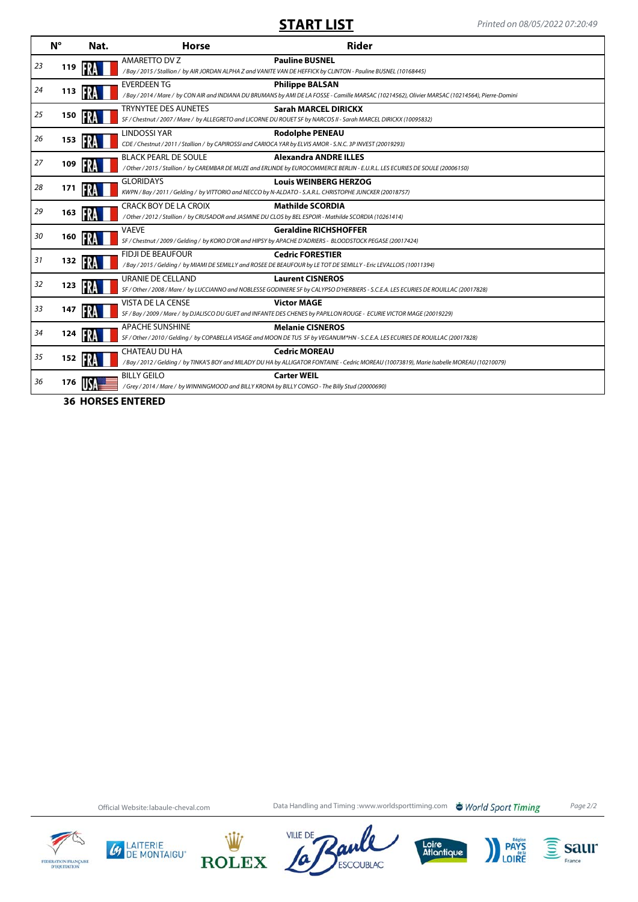# START LIST

*Printed on 08/05/2022 07:20:49*

| | N° | Nat. | Horse | Rider |
|---|---|---|---|---|
| 23 | 119 | FRA | AMARETTO DV Z<br>*/ Bay / 2015 / Stallion / by AIR JORDAN ALPHA Z and VANITE VAN DE HEFFICK by CLINTON - Pauline BUSNEL (10168445)* | **Pauline BUSNEL** |
| 24 | 113 | FRA | EVERDEEN TG<br>*/ Bay / 2014 / Mare / by CON AIR and INDIANA DU BRUMANS by AMI DE LA FOSSE - Camille MARSAC (10214562), Olivier MARSAC (10214564), Pierre-Domini* | **Philippe BALSAN** |
| 25 | 150 | FRA | TRYNYTEE DES AUNETES<br>*SF / Chestnut / 2007 / Mare / by ALLEGRETO and LICORNE DU ROUET SF by NARCOS II - Sarah MARCEL DIRICKX (10095832)* | **Sarah MARCEL DIRICKX** |
| 26 | 153 | FRA | LINDOSSI YAR<br>*CDE / Chestnut / 2011 / Stallion / by CAPIROSSI and CARIOCA YAR by ELVIS AMOR - S.N.C. 3P INVEST (20019293)* | **Rodolphe PENEAU** |
| 27 | 109 | FRA | BLACK PEARL DE SOULE<br>*/ Other / 2015 / Stallion / by CAREMBAR DE MUZE and ERLINDE by EUROCOMMERCE BERLIN - E.U.R.L. LES ECURIES DE SOULE (20006150)* | **Alexandra ANDRE ILLES** |
| 28 | 171 | FRA | GLORIDAYS<br>*KWPN / Bay / 2011 / Gelding / by VITTORIO and NECCO by N-ALDATO - S.A.R.L. CHRISTOPHE JUNCKER (20018757)* | **Louis WEINBERG HERZOG** |
| 29 | 163 | FRA | CRACK BOY DE LA CROIX<br>*/ Other / 2012 / Stallion / by CRUSADOR and JASMINE DU CLOS by BEL ESPOIR - Mathilde SCORDIA (10261414)* | **Mathilde SCORDIA** |
| 30 | 160 | FRA | VAEVE<br>*SF / Chestnut / 2009 / Gelding / by KORO D'OR and HIPSY by APACHE D'ADRIERS - BLOODSTOCK PEGASE (20017424)* | **Geraldine RICHSHOFFER** |
| 31 | 132 | FRA | FIDJI DE BEAUFOUR<br>*/ Bay / 2015 / Gelding / by MIAMI DE SEMILLY and ROSEE DE BEAUFOUR by LE TOT DE SEMILLY - Eric LEVALLOIS (10011394)* | **Cedric FORESTIER** |
| 32 | 123 | FRA | URANIE DE CELLAND<br>*SF / Other / 2008 / Mare / by LUCCIANNO and NOBLESSE GODINIERE SF by CALYPSO D'HERBIERS - S.C.E.A. LES ECURIES DE ROUILLAC (20017828)* | **Laurent CISNEROS** |
| 33 | 147 | FRA | VISTA DE LA CENSE<br>*SF / Bay / 2009 / Mare / by DJALISCO DU GUET and INFANTE DES CHENES by PAPILLON ROUGE - ECURIE VICTOR MAGE (20019229)* | **Victor MAGE** |
| 34 | 124 | FRA | APACHE SUNSHINE<br>*SF / Other / 2010 / Gelding / by COPABELLA VISAGE and MOON DE TUS SF by VEGANUM*HN - S.C.E.A. LES ECURIES DE ROUILLAC (20017828)* | **Melanie CISNEROS** |
| 35 | 152 | FRA | CHATEAU DU HA<br>*/ Bay / 2012 / Gelding / by TINKA'S BOY and MILADY DU HA by ALLIGATOR FONTAINE - Cedric MOREAU (10073819), Marie Isabelle MOREAU (10210079)* | **Cedric MOREAU** |
| 36 | 176 | USA | BILLY GEILO<br>*/ Grey / 2014 / Mare / by WINNINGMOOD and BILLY KRONA by BILLY CONGO - The Billy Stud (20000690)* | **Carter WEIL** |

**36 HORSES ENTERED**

Official Website:labaule-cheval.com

Data Handling and Timing :www.worldsporttiming.com World Sport Timing